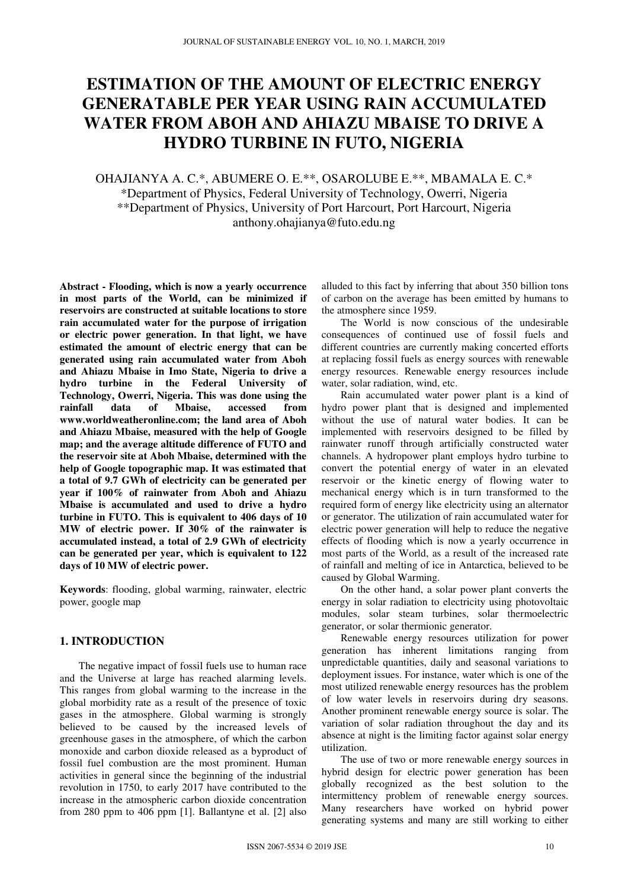# ESTIMATION OF THE AMOUNT OF ELECTRIC ENERGY GENERATABLE PER YEAR USING RAIN ACCUMULATED WATER FROM ABOH AND AHIAZU MBAISE TO DRIVE A HYDRO TURBINE IN FUTO, NIGERIA

OHAJIANYA A. C.*, ABUMERE O. E.**, OSAROLUBE E.**, MBAMALA E. C.*

*Department of Physics, Federal University of Technology, Owerri, Nigeria

**Department of Physics, University of Port Harcourt, Port Harcourt, Nigeria

anthony.ohajianya@futo.edu.ng

**Abstract - Flooding, which is now a yearly occurrence in most parts of the World, can be minimized if reservoirs are constructed at suitable locations to store rain accumulated water for the purpose of irrigation or electric power generation. In that light, we have estimated the amount of electric energy that can be generated using rain accumulated water from Aboh and Ahiazu Mbaise in Imo State, Nigeria to drive a hydro turbine in the Federal University of Technology, Owerri, Nigeria. This was done using the rainfall data of Mbaise, accessed from www.worldweatheronline.com; the land area of Aboh and Ahiazu Mbaise, measured with the help of Google map; and the average altitude difference of FUTO and the reservoir site at Aboh Mbaise, determined with the help of Google topographic map. It was estimated that a total of 9.7 GWh of electricity can be generated per year if 100% of rainwater from Aboh and Ahiazu Mbaise is accumulated and used to drive a hydro turbine in FUTO. This is equivalent to 406 days of 10 MW of electric power. If 30% of the rainwater is accumulated instead, a total of 2.9 GWh of electricity can be generated per year, which is equivalent to 122 days of 10 MW of electric power.**

**Keywords**: flooding, global warming, rainwater, electric power, google map

## 1. INTRODUCTION

The negative impact of fossil fuels use to human race and the Universe at large has reached alarming levels. This ranges from global warming to the increase in the global morbidity rate as a result of the presence of toxic gases in the atmosphere. Global warming is strongly believed to be caused by the increased levels of greenhouse gases in the atmosphere, of which the carbon monoxide and carbon dioxide released as a byproduct of fossil fuel combustion are the most prominent. Human activities in general since the beginning of the industrial revolution in 1750, to early 2017 have contributed to the increase in the atmospheric carbon dioxide concentration from 280 ppm to 406 ppm [1]. Ballantyne et al. [2] also alluded to this fact by inferring that about 350 billion tons of carbon on the average has been emitted by humans to the atmosphere since 1959.

The World is now conscious of the undesirable consequences of continued use of fossil fuels and different countries are currently making concerted efforts at replacing fossil fuels as energy sources with renewable energy resources. Renewable energy resources include water, solar radiation, wind, etc.

Rain accumulated water power plant is a kind of hydro power plant that is designed and implemented without the use of natural water bodies. It can be implemented with reservoirs designed to be filled by rainwater runoff through artificially constructed water channels. A hydropower plant employs hydro turbine to convert the potential energy of water in an elevated reservoir or the kinetic energy of flowing water to mechanical energy which is in turn transformed to the required form of energy like electricity using an alternator or generator. The utilization of rain accumulated water for electric power generation will help to reduce the negative effects of flooding which is now a yearly occurrence in most parts of the World, as a result of the increased rate of rainfall and melting of ice in Antarctica, believed to be caused by Global Warming.

On the other hand, a solar power plant converts the energy in solar radiation to electricity using photovoltaic modules, solar steam turbines, solar thermoelectric generator, or solar thermionic generator.

Renewable energy resources utilization for power generation has inherent limitations ranging from unpredictable quantities, daily and seasonal variations to deployment issues. For instance, water which is one of the most utilized renewable energy resources has the problem of low water levels in reservoirs during dry seasons. Another prominent renewable energy source is solar. The variation of solar radiation throughout the day and its absence at night is the limiting factor against solar energy utilization.

The use of two or more renewable energy sources in hybrid design for electric power generation has been globally recognized as the best solution to the intermittency problem of renewable energy sources. Many researchers have worked on hybrid power generating systems and many are still working to either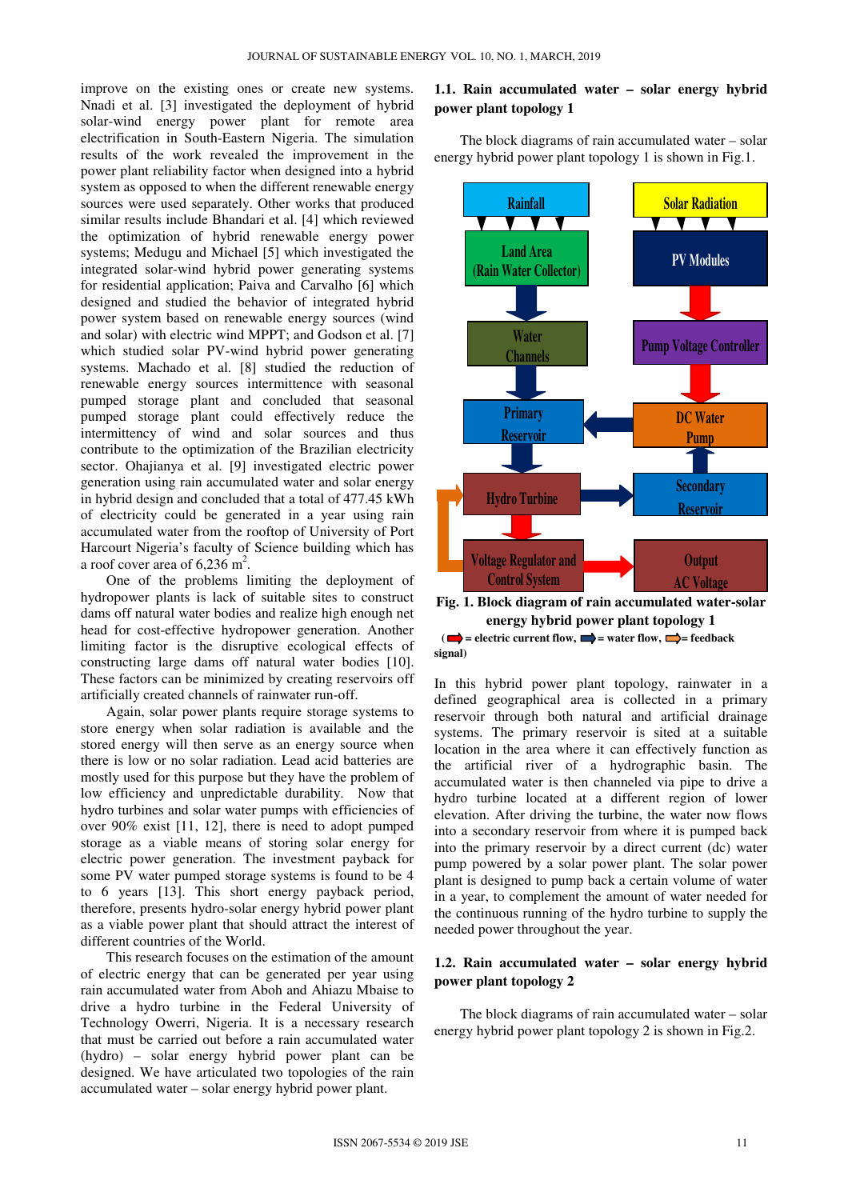improve on the existing ones or create new systems. Nnadi et al. [3] investigated the deployment of hybrid solar-wind energy power plant for remote area electrification in South-Eastern Nigeria. The simulation results of the work revealed the improvement in the power plant reliability factor when designed into a hybrid system as opposed to when the different renewable energy sources were used separately. Other works that produced similar results include Bhandari et al. [4] which reviewed the optimization of hybrid renewable energy power systems; Medugu and Michael [5] which investigated the integrated solar-wind hybrid power generating systems for residential application; Paiva and Carvalho [6] which designed and studied the behavior of integrated hybrid power system based on renewable energy sources (wind and solar) with electric wind MPPT; and Godson et al. [7] which studied solar PV-wind hybrid power generating systems. Machado et al. [8] studied the reduction of renewable energy sources intermittence with seasonal pumped storage plant and concluded that seasonal pumped storage plant could effectively reduce the intermittency of wind and solar sources and thus contribute to the optimization of the Brazilian electricity sector. Ohajianya et al. [9] investigated electric power generation using rain accumulated water and solar energy in hybrid design and concluded that a total of 477.45 kWh of electricity could be generated in a year using rain accumulated water from the rooftop of University of Port Harcourt Nigeria's faculty of Science building which has a roof cover area of 6,236 $m^2$.

One of the problems limiting the deployment of hydropower plants is lack of suitable sites to construct dams off natural water bodies and realize high enough net head for cost-effective hydropower generation. Another limiting factor is the disruptive ecological effects of constructing large dams off natural water bodies [10]. These factors can be minimized by creating reservoirs off artificially created channels of rainwater run-off.

Again, solar power plants require storage systems to store energy when solar radiation is available and the stored energy will then serve as an energy source when there is low or no solar radiation. Lead acid batteries are mostly used for this purpose but they have the problem of low efficiency and unpredictable durability. Now that hydro turbines and solar water pumps with efficiencies of over 90% exist [11, 12], there is need to adopt pumped storage as a viable means of storing solar energy for electric power generation. The investment payback for some PV water pumped storage systems is found to be 4 to 6 years [13]. This short energy payback period, therefore, presents hydro-solar energy hybrid power plant as a viable power plant that should attract the interest of different countries of the World.

This research focuses on the estimation of the amount of electric energy that can be generated per year using rain accumulated water from Aboh and Ahiazu Mbaise to drive a hydro turbine in the Federal University of Technology Owerri, Nigeria. It is a necessary research that must be carried out before a rain accumulated water (hydro) – solar energy hybrid power plant can be designed. We have articulated two topologies of the rain accumulated water – solar energy hybrid power plant.

### 1.1. Rain accumulated water – solar energy hybrid power plant topology 1

The block diagrams of rain accumulated water – solar energy hybrid power plant topology 1 is shown in Fig.1.

**Fig. 1. Block diagram of rain accumulated water-solar energy hybrid power plant topology 1**

**(➡ = electric current flow, ➡ = water flow, ➡ = feedback signal)**

In this hybrid power plant topology, rainwater in a defined geographical area is collected in a primary reservoir through both natural and artificial drainage systems. The primary reservoir is sited at a suitable location in the area where it can effectively function as the artificial river of a hydrographic basin. The accumulated water is then channeled via pipe to drive a hydro turbine located at a different region of lower elevation. After driving the turbine, the water now flows into a secondary reservoir from where it is pumped back into the primary reservoir by a direct current (dc) water pump powered by a solar power plant. The solar power plant is designed to pump back a certain volume of water in a year, to complement the amount of water needed for the continuous running of the hydro turbine to supply the needed power throughout the year.

### 1.2. Rain accumulated water – solar energy hybrid power plant topology 2

The block diagrams of rain accumulated water – solar energy hybrid power plant topology 2 is shown in Fig.2.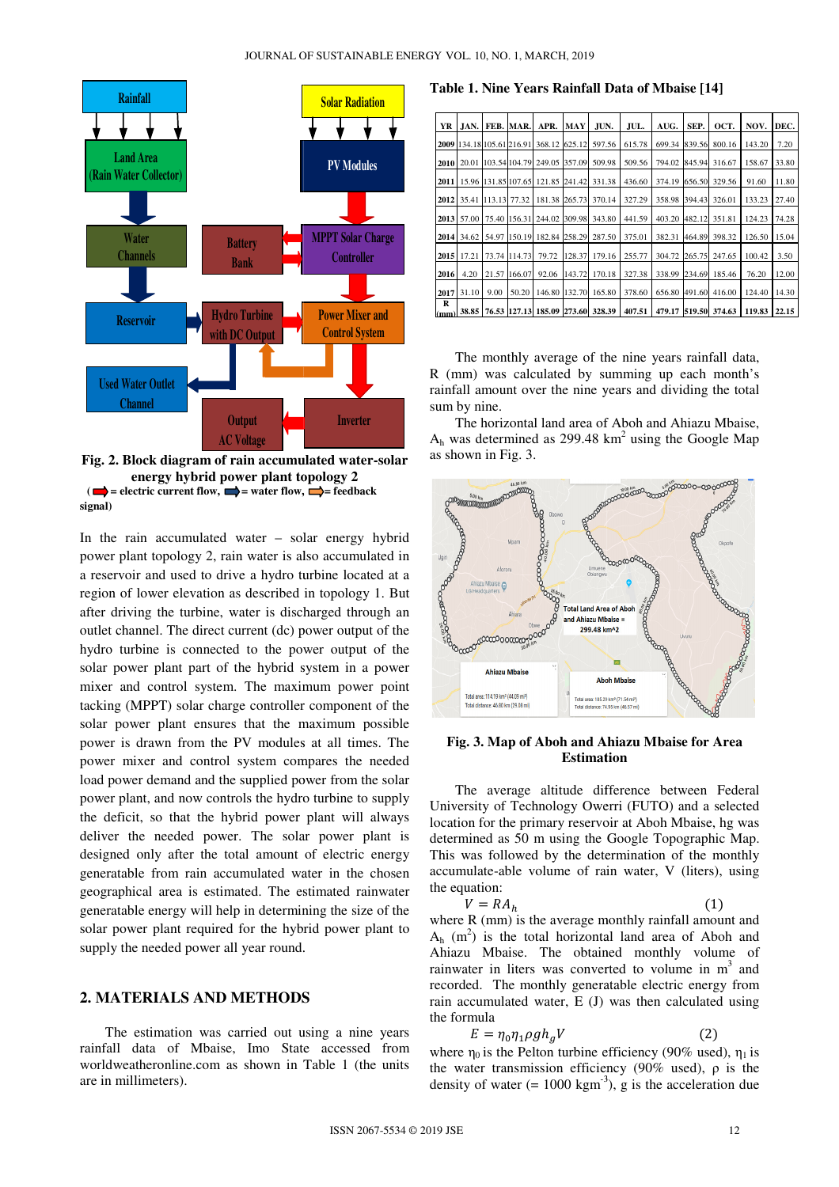Fig. 2. Block diagram of rain accumulated water-solar energy hybrid power plant topology 2
(➡ = electric current flow, ➡ = water flow, ➡ = feedback signal)

In the rain accumulated water – solar energy hybrid power plant topology 2, rain water is also accumulated in a reservoir and used to drive a hydro turbine located at a region of lower elevation as described in topology 1. But after driving the turbine, water is discharged through an outlet channel. The direct current (dc) power output of the hydro turbine is connected to the power output of the solar power plant part of the hybrid system in a power mixer and control system. The maximum power point tacking (MPPT) solar charge controller component of the solar power plant ensures that the maximum possible power is drawn from the PV modules at all times. The power mixer and control system compares the needed load power demand and the supplied power from the solar power plant, and now controls the hydro turbine to supply the deficit, so that the hybrid power plant will always deliver the needed power. The solar power plant is designed only after the total amount of electric energy generatable from rain accumulated water in the chosen geographical area is estimated. The estimated rainwater generatable energy will help in determining the size of the solar power plant required for the hybrid power plant to supply the needed power all year round.

## 2. MATERIALS AND METHODS

The estimation was carried out using a nine years rainfall data of Mbaise, Imo State accessed from worldweatheronline.com as shown in Table 1 (the units are in millimeters).

**Table 1. Nine Years Rainfall Data of Mbaise [14]**

| YR | JAN. | FEB. | MAR. | APR. | MAY | JUN. | JUL. | AUG. | SEP. | OCT. | NOV. | DEC. |
|---|---|---|---|---|---|---|---|---|---|---|---|---|
| 2009 | 134.18 | 105.61 | 216.91 | 368.12 | 625.12 | 597.56 | 615.78 | 699.34 | 839.56 | 800.16 | 143.20 | 7.20 |
| 2010 | 20.01 | 103.54 | 104.79 | 249.05 | 357.09 | 509.98 | 509.56 | 794.02 | 845.94 | 316.67 | 158.67 | 33.80 |
| 2011 | 15.96 | 131.85 | 107.65 | 121.85 | 241.42 | 331.38 | 436.60 | 374.19 | 656.50 | 329.56 | 91.60 | 11.80 |
| 2012 | 35.41 | 113.13 | 77.32 | 181.38 | 265.73 | 370.14 | 327.29 | 358.98 | 394.43 | 326.01 | 133.23 | 27.40 |
| 2013 | 57.00 | 75.40 | 156.31 | 244.02 | 309.98 | 343.80 | 441.59 | 403.20 | 482.12 | 351.81 | 124.23 | 74.28 |
| 2014 | 34.62 | 54.97 | 150.19 | 182.84 | 258.29 | 287.50 | 375.01 | 382.31 | 464.89 | 398.32 | 126.50 | 15.04 |
| 2015 | 17.21 | 73.74 | 114.73 | 79.72 | 128.37 | 179.16 | 255.77 | 304.72 | 265.75 | 247.65 | 100.42 | 3.50 |
| 2016 | 4.20 | 21.57 | 166.07 | 92.06 | 143.72 | 170.18 | 327.38 | 338.99 | 234.69 | 185.46 | 76.20 | 12.00 |
| 2017 | 31.10 | 9.00 | 50.20 | 146.80 | 132.70 | 165.80 | 378.60 | 656.80 | 491.60 | 416.00 | 124.40 | 14.30 |
| R (mm) | 38.85 | 76.53 | 127.13 | 185.09 | 273.60 | 328.39 | 407.51 | 479.17 | 519.50 | 374.63 | 119.83 | 22.15 |

The monthly average of the nine years rainfall data, R (mm) was calculated by summing up each month's rainfall amount over the nine years and dividing the total sum by nine.

The horizontal land area of Aboh and Ahiazu Mbaise, $A_h$ was determined as 299.48 $km^2$ using the Google Map as shown in Fig. 3.

Fig. 3. Map of Aboh and Ahiazu Mbaise for Area Estimation

The average altitude difference between Federal University of Technology Owerri (FUTO) and a selected location for the primary reservoir at Aboh Mbaise, hg was determined as 50 m using the Google Topographic Map. This was followed by the determination of the monthly accumulate-able volume of rain water, V (liters), using the equation:

$$V = RA_h \qquad (1)$$

where R (mm) is the average monthly rainfall amount and $A_h$ ($m^2$) is the total horizontal land area of Aboh and Ahiazu Mbaise. The obtained monthly volume of rainwater in liters was converted to volume in $m^3$ and recorded. The monthly generatable electric energy from rain accumulated water, E (J) was then calculated using the formula

$$E = \eta_0 \eta_1 \rho g h_g V \qquad (2)$$

where $\eta_0$ is the Pelton turbine efficiency (90% used), $\eta_1$ is the water transmission efficiency (90% used), ρ is the density of water (= 1000 $kgm^{-3}$), g is the acceleration due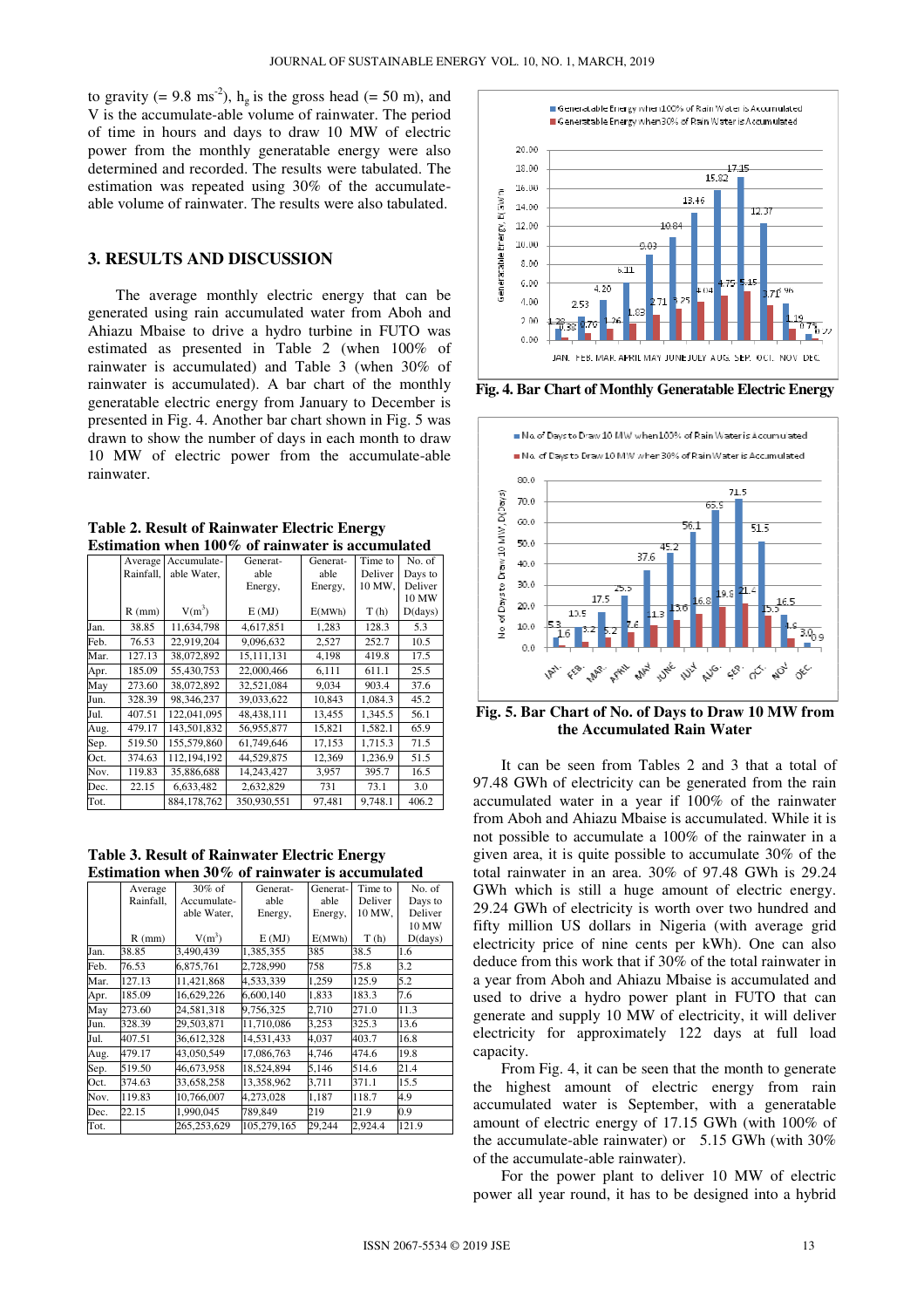to gravity (= 9.8 $ms^{-2}$), $h_g$ is the gross head (= 50 m), and V is the accumulate-able volume of rainwater. The period of time in hours and days to draw 10 MW of electric power from the monthly generatable energy were also determined and recorded. The results were tabulated. The estimation was repeated using 30% of the accumulate-able volume of rainwater. The results were also tabulated.

## 3. RESULTS AND DISCUSSION

The average monthly electric energy that can be generated using rain accumulated water from Aboh and Ahiazu Mbaise to drive a hydro turbine in FUTO was estimated as presented in Table 2 (when 100% of rainwater is accumulated) and Table 3 (when 30% of rainwater is accumulated). A bar chart of the monthly generatable electric energy from January to December is presented in Fig. 4. Another bar chart shown in Fig. 5 was drawn to show the number of days in each month to draw 10 MW of electric power from the accumulate-able rainwater.

**Table 2. Result of Rainwater Electric Energy Estimation when 100% of rainwater is accumulated**

| | Average Rainfall, R (mm) | Accumulate-able Water, V($m^3$) | Generat-able Energy, E (MJ) | Generat-able Energy, E(MWh) | Time to Deliver 10 MW, T (h) | No. of Days to Deliver 10 MW D(days) |
|---|---|---|---|---|---|---|
| Jan. | 38.85 | 11,634,798 | 4,617,851 | 1,283 | 128.3 | 5.3 |
| Feb. | 76.53 | 22,919,204 | 9,096,632 | 2,527 | 252.7 | 10.5 |
| Mar. | 127.13 | 38,072,892 | 15,111,131 | 4,198 | 419.8 | 17.5 |
| Apr. | 185.09 | 55,430,753 | 22,000,466 | 6,111 | 611.1 | 25.5 |
| May | 273.60 | 38,072,892 | 32,521,084 | 9,034 | 903.4 | 37.6 |
| Jun. | 328.39 | 98,346,237 | 39,033,622 | 10,843 | 1,084.3 | 45.2 |
| Jul. | 407.51 | 122,041,095 | 48,438,111 | 13,455 | 1,345.5 | 56.1 |
| Aug. | 479.17 | 143,501,832 | 56,955,877 | 15,821 | 1,582.1 | 65.9 |
| Sep. | 519.50 | 155,579,860 | 61,749,646 | 17,153 | 1,715.3 | 71.5 |
| Oct. | 374.63 | 112,194,192 | 44,529,875 | 12,369 | 1,236.9 | 51.5 |
| Nov. | 119.83 | 35,886,688 | 14,243,427 | 3,957 | 395.7 | 16.5 |
| Dec. | 22.15 | 6,633,482 | 2,632,829 | 731 | 73.1 | 3.0 |
| Tot. | | 884,178,762 | 350,930,551 | 97,481 | 9,748.1 | 406.2 |

**Table 3. Result of Rainwater Electric Energy Estimation when 30% of rainwater is accumulated**

| | Average Rainfall, R (mm) | 30% of Accumulate-able Water, V($m^3$) | Generat-able Energy, E (MJ) | Generat-able Energy, E(MWh) | Time to Deliver 10 MW, T (h) | No. of Days to Deliver 10 MW D(days) |
|---|---|---|---|---|---|---|
| Jan. | 38.85 | 3,490,439 | 1,385,355 | 385 | 38.5 | 1.6 |
| Feb. | 76.53 | 6,875,761 | 2,728,990 | 758 | 75.8 | 3.2 |
| Mar. | 127.13 | 11,421,868 | 4,533,339 | 1,259 | 125.9 | 5.2 |
| Apr. | 185.09 | 16,629,226 | 6,600,140 | 1,833 | 183.3 | 7.6 |
| May | 273.60 | 24,581,318 | 9,756,325 | 2,710 | 271.0 | 11.3 |
| Jun. | 328.39 | 29,503,871 | 11,710,086 | 3,253 | 325.3 | 13.6 |
| Jul. | 407.51 | 36,612,328 | 14,531,433 | 4,037 | 403.7 | 16.8 |
| Aug. | 479.17 | 43,050,549 | 17,086,763 | 4,746 | 474.6 | 19.8 |
| Sep. | 519.50 | 46,673,958 | 18,524,894 | 5,146 | 514.6 | 21.4 |
| Oct. | 374.63 | 33,658,258 | 13,358,962 | 3,711 | 371.1 | 15.5 |
| Nov. | 119.83 | 10,766,007 | 4,273,028 | 1,187 | 118.7 | 4.9 |
| Dec. | 22.15 | 1,990,045 | 789,849 | 219 | 21.9 | 0.9 |
| Tot. | | 265,253,629 | 105,279,165 | 29,244 | 2,924.4 | 121.9 |

**Fig. 4. Bar Chart of Monthly Generatable Electric Energy**

**Fig. 5. Bar Chart of No. of Days to Draw 10 MW from the Accumulated Rain Water**

It can be seen from Tables 2 and 3 that a total of 97.48 GWh of electricity can be generated from the rain accumulated water in a year if 100% of the rainwater from Aboh and Ahiazu Mbaise is accumulated. While it is not possible to accumulate a 100% of the rainwater in a given area, it is quite possible to accumulate 30% of the total rainwater in an area. 30% of 97.48 GWh is 29.24 GWh which is still a huge amount of electric energy. 29.24 GWh of electricity is worth over two hundred and fifty million US dollars in Nigeria (with average grid electricity price of nine cents per kWh). One can also deduce from this work that if 30% of the total rainwater in a year from Aboh and Ahiazu Mbaise is accumulated and used to drive a hydro power plant in FUTO that can generate and supply 10 MW of electricity, it will deliver electricity for approximately 122 days at full load capacity.

From Fig. 4, it can be seen that the month to generate the highest amount of electric energy from rain accumulated water is September, with a generatable amount of electric energy of 17.15 GWh (with 100% of the accumulate-able rainwater) or 5.15 GWh (with 30% of the accumulate-able rainwater).

For the power plant to deliver 10 MW of electric power all year round, it has to be designed into a hybrid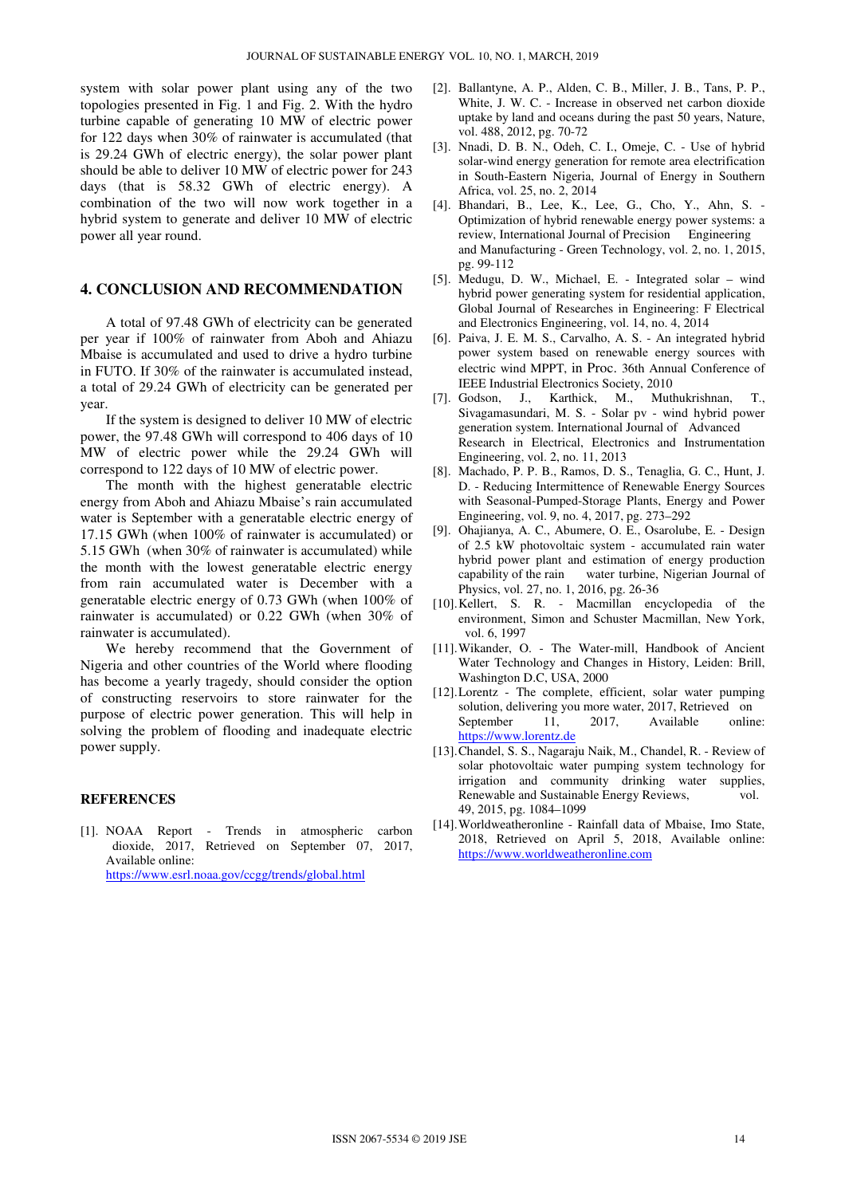system with solar power plant using any of the two topologies presented in Fig. 1 and Fig. 2. With the hydro turbine capable of generating 10 MW of electric power for 122 days when 30% of rainwater is accumulated (that is 29.24 GWh of electric energy), the solar power plant should be able to deliver 10 MW of electric power for 243 days (that is 58.32 GWh of electric energy). A combination of the two will now work together in a hybrid system to generate and deliver 10 MW of electric power all year round.

## 4. CONCLUSION AND RECOMMENDATION

A total of 97.48 GWh of electricity can be generated per year if 100% of rainwater from Aboh and Ahiazu Mbaise is accumulated and used to drive a hydro turbine in FUTO. If 30% of the rainwater is accumulated instead, a total of 29.24 GWh of electricity can be generated per year.

If the system is designed to deliver 10 MW of electric power, the 97.48 GWh will correspond to 406 days of 10 MW of electric power while the 29.24 GWh will correspond to 122 days of 10 MW of electric power.

The month with the highest generatable electric energy from Aboh and Ahiazu Mbaise's rain accumulated water is September with a generatable electric energy of 17.15 GWh (when 100% of rainwater is accumulated) or 5.15 GWh (when 30% of rainwater is accumulated) while the month with the lowest generatable electric energy from rain accumulated water is December with a generatable electric energy of 0.73 GWh (when 100% of rainwater is accumulated) or 0.22 GWh (when 30% of rainwater is accumulated).

We hereby recommend that the Government of Nigeria and other countries of the World where flooding has become a yearly tragedy, should consider the option of constructing reservoirs to store rainwater for the purpose of electric power generation. This will help in solving the problem of flooding and inadequate electric power supply.

## REFERENCES

[1]. NOAA Report - Trends in atmospheric carbon dioxide, 2017, Retrieved on September 07, 2017, Available online: https://www.esrl.noaa.gov/ccgg/trends/global.html

[2]. Ballantyne, A. P., Alden, C. B., Miller, J. B., Tans, P. P., White, J. W. C. - Increase in observed net carbon dioxide uptake by land and oceans during the past 50 years, Nature, vol. 488, 2012, pg. 70-72

[3]. Nnadi, D. B. N., Odeh, C. I., Omeje, C. - Use of hybrid solar-wind energy generation for remote area electrification in South-Eastern Nigeria, Journal of Energy in Southern Africa, vol. 25, no. 2, 2014

[4]. Bhandari, B., Lee, K., Lee, G., Cho, Y., Ahn, S. - Optimization of hybrid renewable energy power systems: a review, International Journal of Precision Engineering and Manufacturing - Green Technology, vol. 2, no. 1, 2015, pg. 99-112

[5]. Medugu, D. W., Michael, E. - Integrated solar – wind hybrid power generating system for residential application, Global Journal of Researches in Engineering: F Electrical and Electronics Engineering, vol. 14, no. 4, 2014

[6]. Paiva, J. E. M. S., Carvalho, A. S. - An integrated hybrid power system based on renewable energy sources with electric wind MPPT, in Proc. 36th Annual Conference of IEEE Industrial Electronics Society, 2010

[7]. Godson, J., Karthick, M., Muthukrishnan, T., Sivagamasundari, M. S. - Solar pv - wind hybrid power generation system. International Journal of Advanced Research in Electrical, Electronics and Instrumentation Engineering, vol. 2, no. 11, 2013

[8]. Machado, P. P. B., Ramos, D. S., Tenaglia, G. C., Hunt, J. D. - Reducing Intermittence of Renewable Energy Sources with Seasonal-Pumped-Storage Plants, Energy and Power Engineering, vol. 9, no. 4, 2017, pg. 273–292

[9]. Ohajianya, A. C., Abumere, O. E., Osarolube, E. - Design of 2.5 kW photovoltaic system - accumulated rain water hybrid power plant and estimation of energy production capability of the rain water turbine, Nigerian Journal of Physics, vol. 27, no. 1, 2016, pg. 26-36

[10]. Kellert, S. R. - Macmillan encyclopedia of the environment, Simon and Schuster Macmillan, New York, vol. 6, 1997

[11]. Wikander, O. - The Water-mill, Handbook of Ancient Water Technology and Changes in History, Leiden: Brill, Washington D.C, USA, 2000

[12]. Lorentz - The complete, efficient, solar water pumping solution, delivering you more water, 2017, Retrieved on September 11, 2017, Available online: https://www.lorentz.de

[13]. Chandel, S. S., Nagaraju Naik, M., Chandel, R. - Review of solar photovoltaic water pumping system technology for irrigation and community drinking water supplies, Renewable and Sustainable Energy Reviews, vol. 49, 2015, pg. 1084–1099

[14]. Worldweatheronline - Rainfall data of Mbaise, Imo State, 2018, Retrieved on April 5, 2018, Available online: https://www.worldweatheronline.com